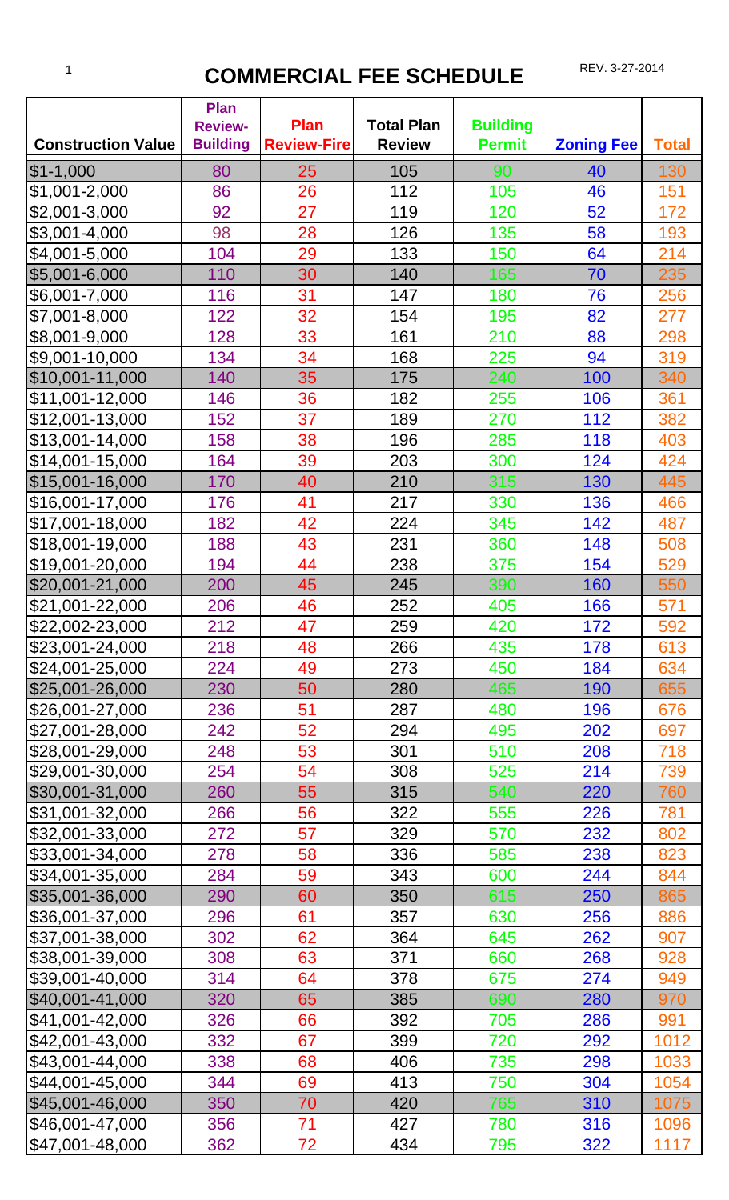# COMMERCIAL FEE SCHEDULE

REV. 3-27-2014

| Construction Value | Plan Review-Building | Plan Review-Fire | Total Plan Review | Building Permit | Zoning Fee | Total |
|---|---|---|---|---|---|---|
| $1-1,000 | 80 | 25 | 105 | 90 | 40 | 130 |
| $1,001-2,000 | 86 | 26 | 112 | 105 | 46 | 151 |
| $2,001-3,000 | 92 | 27 | 119 | 120 | 52 | 172 |
| $3,001-4,000 | 98 | 28 | 126 | 135 | 58 | 193 |
| $4,001-5,000 | 104 | 29 | 133 | 150 | 64 | 214 |
| $5,001-6,000 | 110 | 30 | 140 | 165 | 70 | 235 |
| $6,001-7,000 | 116 | 31 | 147 | 180 | 76 | 256 |
| $7,001-8,000 | 122 | 32 | 154 | 195 | 82 | 277 |
| $8,001-9,000 | 128 | 33 | 161 | 210 | 88 | 298 |
| $9,001-10,000 | 134 | 34 | 168 | 225 | 94 | 319 |
| $10,001-11,000 | 140 | 35 | 175 | 240 | 100 | 340 |
| $11,001-12,000 | 146 | 36 | 182 | 255 | 106 | 361 |
| $12,001-13,000 | 152 | 37 | 189 | 270 | 112 | 382 |
| $13,001-14,000 | 158 | 38 | 196 | 285 | 118 | 403 |
| $14,001-15,000 | 164 | 39 | 203 | 300 | 124 | 424 |
| $15,001-16,000 | 170 | 40 | 210 | 315 | 130 | 445 |
| $16,001-17,000 | 176 | 41 | 217 | 330 | 136 | 466 |
| $17,001-18,000 | 182 | 42 | 224 | 345 | 142 | 487 |
| $18,001-19,000 | 188 | 43 | 231 | 360 | 148 | 508 |
| $19,001-20,000 | 194 | 44 | 238 | 375 | 154 | 529 |
| $20,001-21,000 | 200 | 45 | 245 | 390 | 160 | 550 |
| $21,001-22,000 | 206 | 46 | 252 | 405 | 166 | 571 |
| $22,002-23,000 | 212 | 47 | 259 | 420 | 172 | 592 |
| $23,001-24,000 | 218 | 48 | 266 | 435 | 178 | 613 |
| $24,001-25,000 | 224 | 49 | 273 | 450 | 184 | 634 |
| $25,001-26,000 | 230 | 50 | 280 | 465 | 190 | 655 |
| $26,001-27,000 | 236 | 51 | 287 | 480 | 196 | 676 |
| $27,001-28,000 | 242 | 52 | 294 | 495 | 202 | 697 |
| $28,001-29,000 | 248 | 53 | 301 | 510 | 208 | 718 |
| $29,001-30,000 | 254 | 54 | 308 | 525 | 214 | 739 |
| $30,001-31,000 | 260 | 55 | 315 | 540 | 220 | 760 |
| $31,001-32,000 | 266 | 56 | 322 | 555 | 226 | 781 |
| $32,001-33,000 | 272 | 57 | 329 | 570 | 232 | 802 |
| $33,001-34,000 | 278 | 58 | 336 | 585 | 238 | 823 |
| $34,001-35,000 | 284 | 59 | 343 | 600 | 244 | 844 |
| $35,001-36,000 | 290 | 60 | 350 | 615 | 250 | 865 |
| $36,001-37,000 | 296 | 61 | 357 | 630 | 256 | 886 |
| $37,001-38,000 | 302 | 62 | 364 | 645 | 262 | 907 |
| $38,001-39,000 | 308 | 63 | 371 | 660 | 268 | 928 |
| $39,001-40,000 | 314 | 64 | 378 | 675 | 274 | 949 |
| $40,001-41,000 | 320 | 65 | 385 | 690 | 280 | 970 |
| $41,001-42,000 | 326 | 66 | 392 | 705 | 286 | 991 |
| $42,001-43,000 | 332 | 67 | 399 | 720 | 292 | 1012 |
| $43,001-44,000 | 338 | 68 | 406 | 735 | 298 | 1033 |
| $44,001-45,000 | 344 | 69 | 413 | 750 | 304 | 1054 |
| $45,001-46,000 | 350 | 70 | 420 | 765 | 310 | 1075 |
| $46,001-47,000 | 356 | 71 | 427 | 780 | 316 | 1096 |
| $47,001-48,000 | 362 | 72 | 434 | 795 | 322 | 1117 |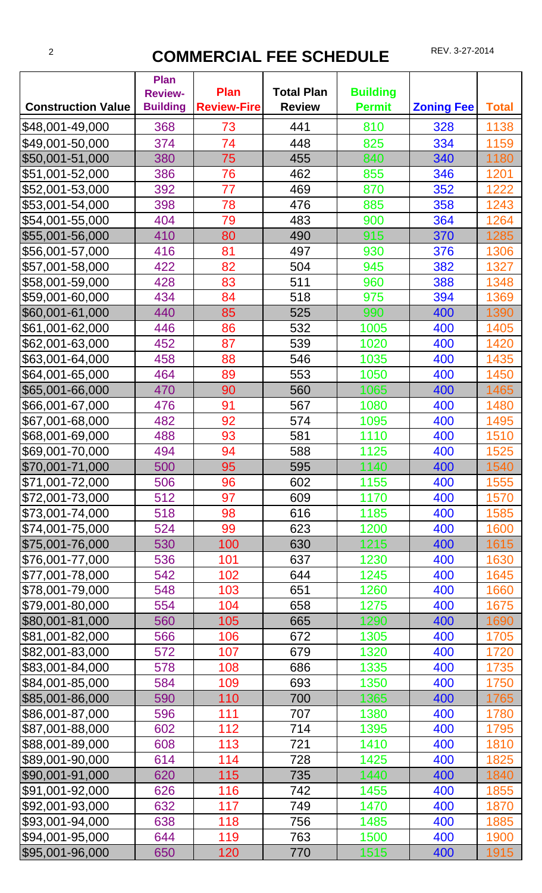# COMMERCIAL FEE SCHEDULE

REV. 3-27-2014

| Construction Value | Plan Review-Building | Plan Review-Fire | Total Plan Review | Building Permit | Zoning Fee | Total |
|---|---|---|---|---|---|---|
| $48,001-49,000 | 368 | 73 | 441 | 810 | 328 | 1138 |
| $49,001-50,000 | 374 | 74 | 448 | 825 | 334 | 1159 |
| $50,001-51,000 | 380 | 75 | 455 | 840 | 340 | 1180 |
| $51,001-52,000 | 386 | 76 | 462 | 855 | 346 | 1201 |
| $52,001-53,000 | 392 | 77 | 469 | 870 | 352 | 1222 |
| $53,001-54,000 | 398 | 78 | 476 | 885 | 358 | 1243 |
| $54,001-55,000 | 404 | 79 | 483 | 900 | 364 | 1264 |
| $55,001-56,000 | 410 | 80 | 490 | 915 | 370 | 1285 |
| $56,001-57,000 | 416 | 81 | 497 | 930 | 376 | 1306 |
| $57,001-58,000 | 422 | 82 | 504 | 945 | 382 | 1327 |
| $58,001-59,000 | 428 | 83 | 511 | 960 | 388 | 1348 |
| $59,001-60,000 | 434 | 84 | 518 | 975 | 394 | 1369 |
| $60,001-61,000 | 440 | 85 | 525 | 990 | 400 | 1390 |
| $61,001-62,000 | 446 | 86 | 532 | 1005 | 400 | 1405 |
| $62,001-63,000 | 452 | 87 | 539 | 1020 | 400 | 1420 |
| $63,001-64,000 | 458 | 88 | 546 | 1035 | 400 | 1435 |
| $64,001-65,000 | 464 | 89 | 553 | 1050 | 400 | 1450 |
| $65,001-66,000 | 470 | 90 | 560 | 1065 | 400 | 1465 |
| $66,001-67,000 | 476 | 91 | 567 | 1080 | 400 | 1480 |
| $67,001-68,000 | 482 | 92 | 574 | 1095 | 400 | 1495 |
| $68,001-69,000 | 488 | 93 | 581 | 1110 | 400 | 1510 |
| $69,001-70,000 | 494 | 94 | 588 | 1125 | 400 | 1525 |
| $70,001-71,000 | 500 | 95 | 595 | 1140 | 400 | 1540 |
| $71,001-72,000 | 506 | 96 | 602 | 1155 | 400 | 1555 |
| $72,001-73,000 | 512 | 97 | 609 | 1170 | 400 | 1570 |
| $73,001-74,000 | 518 | 98 | 616 | 1185 | 400 | 1585 |
| $74,001-75,000 | 524 | 99 | 623 | 1200 | 400 | 1600 |
| $75,001-76,000 | 530 | 100 | 630 | 1215 | 400 | 1615 |
| $76,001-77,000 | 536 | 101 | 637 | 1230 | 400 | 1630 |
| $77,001-78,000 | 542 | 102 | 644 | 1245 | 400 | 1645 |
| $78,001-79,000 | 548 | 103 | 651 | 1260 | 400 | 1660 |
| $79,001-80,000 | 554 | 104 | 658 | 1275 | 400 | 1675 |
| $80,001-81,000 | 560 | 105 | 665 | 1290 | 400 | 1690 |
| $81,001-82,000 | 566 | 106 | 672 | 1305 | 400 | 1705 |
| $82,001-83,000 | 572 | 107 | 679 | 1320 | 400 | 1720 |
| $83,001-84,000 | 578 | 108 | 686 | 1335 | 400 | 1735 |
| $84,001-85,000 | 584 | 109 | 693 | 1350 | 400 | 1750 |
| $85,001-86,000 | 590 | 110 | 700 | 1365 | 400 | 1765 |
| $86,001-87,000 | 596 | 111 | 707 | 1380 | 400 | 1780 |
| $87,001-88,000 | 602 | 112 | 714 | 1395 | 400 | 1795 |
| $88,001-89,000 | 608 | 113 | 721 | 1410 | 400 | 1810 |
| $89,001-90,000 | 614 | 114 | 728 | 1425 | 400 | 1825 |
| $90,001-91,000 | 620 | 115 | 735 | 1440 | 400 | 1840 |
| $91,001-92,000 | 626 | 116 | 742 | 1455 | 400 | 1855 |
| $92,001-93,000 | 632 | 117 | 749 | 1470 | 400 | 1870 |
| $93,001-94,000 | 638 | 118 | 756 | 1485 | 400 | 1885 |
| $94,001-95,000 | 644 | 119 | 763 | 1500 | 400 | 1900 |
| $95,001-96,000 | 650 | 120 | 770 | 1515 | 400 | 1915 |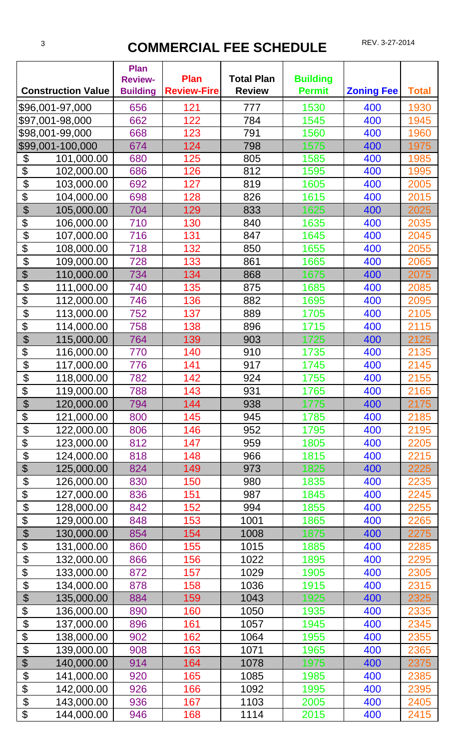# COMMERCIAL FEE SCHEDULE

REV. 3-27-2014

| Construction Value | Plan Review-Building | Plan Review-Fire | Total Plan Review | Building Permit | Zoning Fee | Total |
|---|---|---|---|---|---|---|
| $96,001-97,000 | 656 | 121 | 777 | 1530 | 400 | 1930 |
| $97,001-98,000 | 662 | 122 | 784 | 1545 | 400 | 1945 |
| $98,001-99,000 | 668 | 123 | 791 | 1560 | 400 | 1960 |
| $99,001-100,000 | 674 | 124 | 798 | 1575 | 400 | 1975 |
| $ 101,000.00 | 680 | 125 | 805 | 1585 | 400 | 1985 |
| $ 102,000.00 | 686 | 126 | 812 | 1595 | 400 | 1995 |
| $ 103,000.00 | 692 | 127 | 819 | 1605 | 400 | 2005 |
| $ 104,000.00 | 698 | 128 | 826 | 1615 | 400 | 2015 |
| $ 105,000.00 | 704 | 129 | 833 | 1625 | 400 | 2025 |
| $ 106,000.00 | 710 | 130 | 840 | 1635 | 400 | 2035 |
| $ 107,000.00 | 716 | 131 | 847 | 1645 | 400 | 2045 |
| $ 108,000.00 | 718 | 132 | 850 | 1655 | 400 | 2055 |
| $ 109,000.00 | 728 | 133 | 861 | 1665 | 400 | 2065 |
| $ 110,000.00 | 734 | 134 | 868 | 1675 | 400 | 2075 |
| $ 111,000.00 | 740 | 135 | 875 | 1685 | 400 | 2085 |
| $ 112,000.00 | 746 | 136 | 882 | 1695 | 400 | 2095 |
| $ 113,000.00 | 752 | 137 | 889 | 1705 | 400 | 2105 |
| $ 114,000.00 | 758 | 138 | 896 | 1715 | 400 | 2115 |
| $ 115,000.00 | 764 | 139 | 903 | 1725 | 400 | 2125 |
| $ 116,000.00 | 770 | 140 | 910 | 1735 | 400 | 2135 |
| $ 117,000.00 | 776 | 141 | 917 | 1745 | 400 | 2145 |
| $ 118,000.00 | 782 | 142 | 924 | 1755 | 400 | 2155 |
| $ 119,000.00 | 788 | 143 | 931 | 1765 | 400 | 2165 |
| $ 120,000.00 | 794 | 144 | 938 | 1775 | 400 | 2175 |
| $ 121,000.00 | 800 | 145 | 945 | 1785 | 400 | 2185 |
| $ 122,000.00 | 806 | 146 | 952 | 1795 | 400 | 2195 |
| $ 123,000.00 | 812 | 147 | 959 | 1805 | 400 | 2205 |
| $ 124,000.00 | 818 | 148 | 966 | 1815 | 400 | 2215 |
| $ 125,000.00 | 824 | 149 | 973 | 1825 | 400 | 2225 |
| $ 126,000.00 | 830 | 150 | 980 | 1835 | 400 | 2235 |
| $ 127,000.00 | 836 | 151 | 987 | 1845 | 400 | 2245 |
| $ 128,000.00 | 842 | 152 | 994 | 1855 | 400 | 2255 |
| $ 129,000.00 | 848 | 153 | 1001 | 1865 | 400 | 2265 |
| $ 130,000.00 | 854 | 154 | 1008 | 1875 | 400 | 2275 |
| $ 131,000.00 | 860 | 155 | 1015 | 1885 | 400 | 2285 |
| $ 132,000.00 | 866 | 156 | 1022 | 1895 | 400 | 2295 |
| $ 133,000.00 | 872 | 157 | 1029 | 1905 | 400 | 2305 |
| $ 134,000.00 | 878 | 158 | 1036 | 1915 | 400 | 2315 |
| $ 135,000.00 | 884 | 159 | 1043 | 1925 | 400 | 2325 |
| $ 136,000.00 | 890 | 160 | 1050 | 1935 | 400 | 2335 |
| $ 137,000.00 | 896 | 161 | 1057 | 1945 | 400 | 2345 |
| $ 138,000.00 | 902 | 162 | 1064 | 1955 | 400 | 2355 |
| $ 139,000.00 | 908 | 163 | 1071 | 1965 | 400 | 2365 |
| $ 140,000.00 | 914 | 164 | 1078 | 1975 | 400 | 2375 |
| $ 141,000.00 | 920 | 165 | 1085 | 1985 | 400 | 2385 |
| $ 142,000.00 | 926 | 166 | 1092 | 1995 | 400 | 2395 |
| $ 143,000.00 | 936 | 167 | 1103 | 2005 | 400 | 2405 |
| $ 144,000.00 | 946 | 168 | 1114 | 2015 | 400 | 2415 |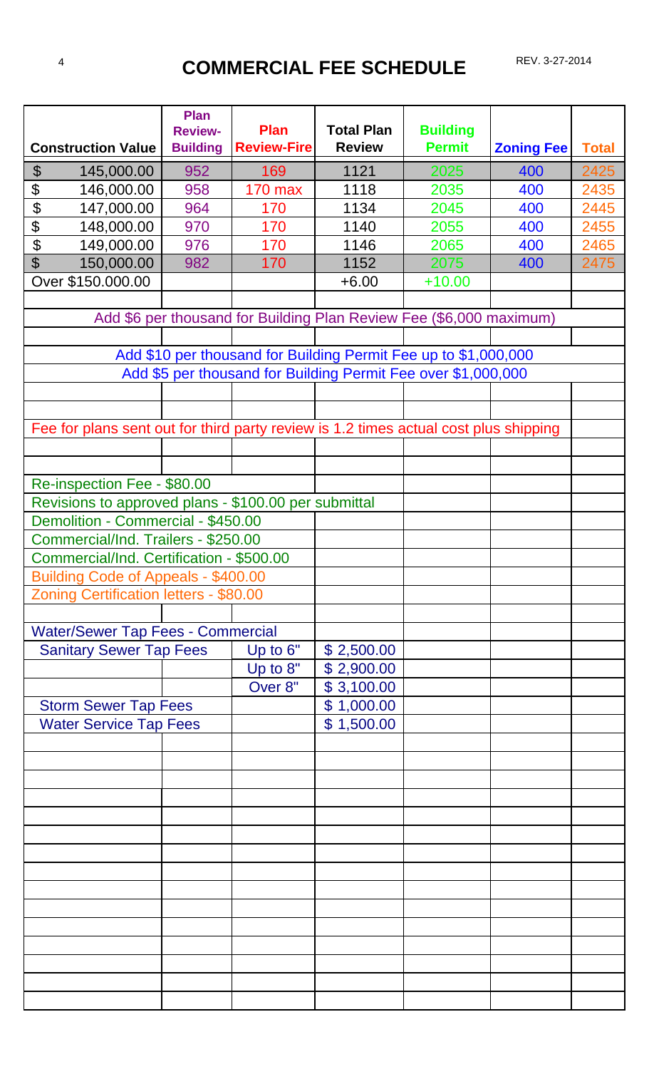# COMMERCIAL FEE SCHEDULE

REV. 3-27-2014

| Construction Value | Plan Review-Building | Plan Review-Fire | Total Plan Review | Building Permit | Zoning Fee | Total |
|---|---|---|---|---|---|---|
| $ 145,000.00 | 952 | 169 | 1121 | 2025 | 400 | 2425 |
| $ 146,000.00 | 958 | 170 max | 1118 | 2035 | 400 | 2435 |
| $ 147,000.00 | 964 | 170 | 1134 | 2045 | 400 | 2445 |
| $ 148,000.00 | 970 | 170 | 1140 | 2055 | 400 | 2455 |
| $ 149,000.00 | 976 | 170 | 1146 | 2065 | 400 | 2465 |
| $ 150,000.00 | 982 | 170 | 1152 | 2075 | 400 | 2475 |
| Over $150.000.00 | | | +6.00 | +10.00 | | |

Add $6 per thousand for Building Plan Review Fee ($6,000 maximum)

Add $10 per thousand for Building Permit Fee up to $1,000,000

Add $5 per thousand for Building Permit Fee over $1,000,000

Fee for plans sent out for third party review is 1.2 times actual cost plus shipping

Re-inspection Fee - $80.00

Revisions to approved plans - $100.00 per submittal

Demolition - Commercial - $450.00

Commercial/Ind. Trailers - $250.00

Commercial/Ind. Certification - $500.00

Building Code of Appeals - $400.00

Zoning Certification letters - $80.00

Water/Sewer Tap Fees - Commercial

| Tap Fee | Size | Fee |
|---|---|---|
| Sanitary Sewer Tap Fees | Up to 6" | $ 2,500.00 |
| | Up to 8" | $ 2,900.00 |
| | Over 8" | $ 3,100.00 |
| Storm Sewer Tap Fees | | $ 1,000.00 |
| Water Service Tap Fees | | $ 1,500.00 |